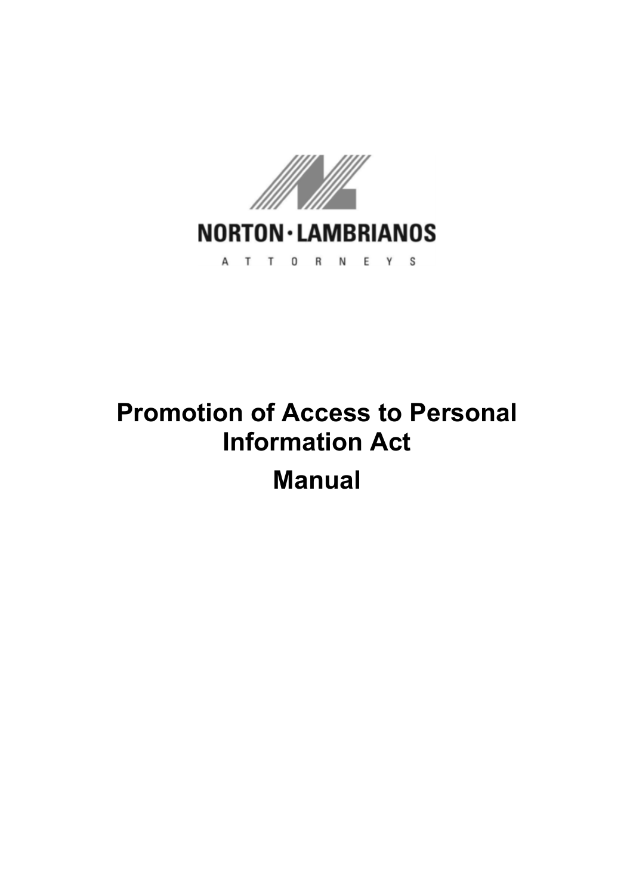NORTON · LAMBRIANOS

A T T O R N E Y S

# Promotion of Access to Personal Information Act

# Manual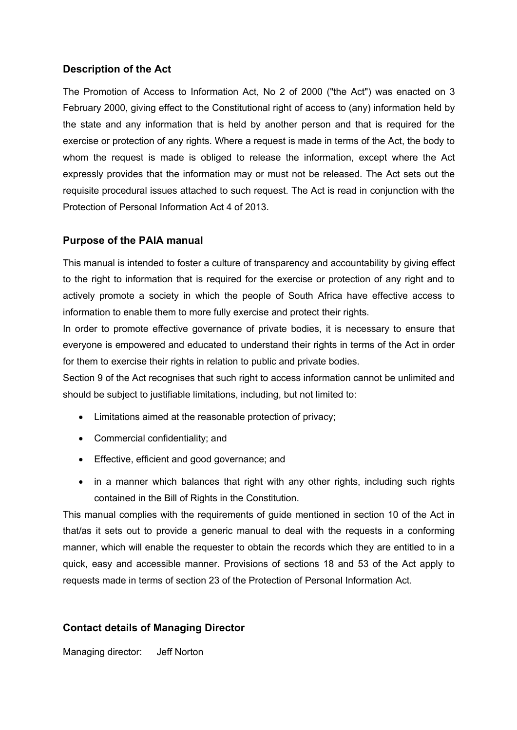## Description of the Act

The Promotion of Access to Information Act, No 2 of 2000 ("the Act") was enacted on 3 February 2000, giving effect to the Constitutional right of access to (any) information held by the state and any information that is held by another person and that is required for the exercise or protection of any rights. Where a request is made in terms of the Act, the body to whom the request is made is obliged to release the information, except where the Act expressly provides that the information may or must not be released. The Act sets out the requisite procedural issues attached to such request. The Act is read in conjunction with the Protection of Personal Information Act 4 of 2013.

## Purpose of the PAIA manual

This manual is intended to foster a culture of transparency and accountability by giving effect to the right to information that is required for the exercise or protection of any right and to actively promote a society in which the people of South Africa have effective access to information to enable them to more fully exercise and protect their rights.

In order to promote effective governance of private bodies, it is necessary to ensure that everyone is empowered and educated to understand their rights in terms of the Act in order for them to exercise their rights in relation to public and private bodies.

Section 9 of the Act recognises that such right to access information cannot be unlimited and should be subject to justifiable limitations, including, but not limited to:

- Limitations aimed at the reasonable protection of privacy;
- Commercial confidentiality; and
- Effective, efficient and good governance; and
- in a manner which balances that right with any other rights, including such rights contained in the Bill of Rights in the Constitution.

This manual complies with the requirements of guide mentioned in section 10 of the Act in that/as it sets out to provide a generic manual to deal with the requests in a conforming manner, which will enable the requester to obtain the records which they are entitled to in a quick, easy and accessible manner. Provisions of sections 18 and 53 of the Act apply to requests made in terms of section 23 of the Protection of Personal Information Act.

## Contact details of Managing Director

Managing director: Jeff Norton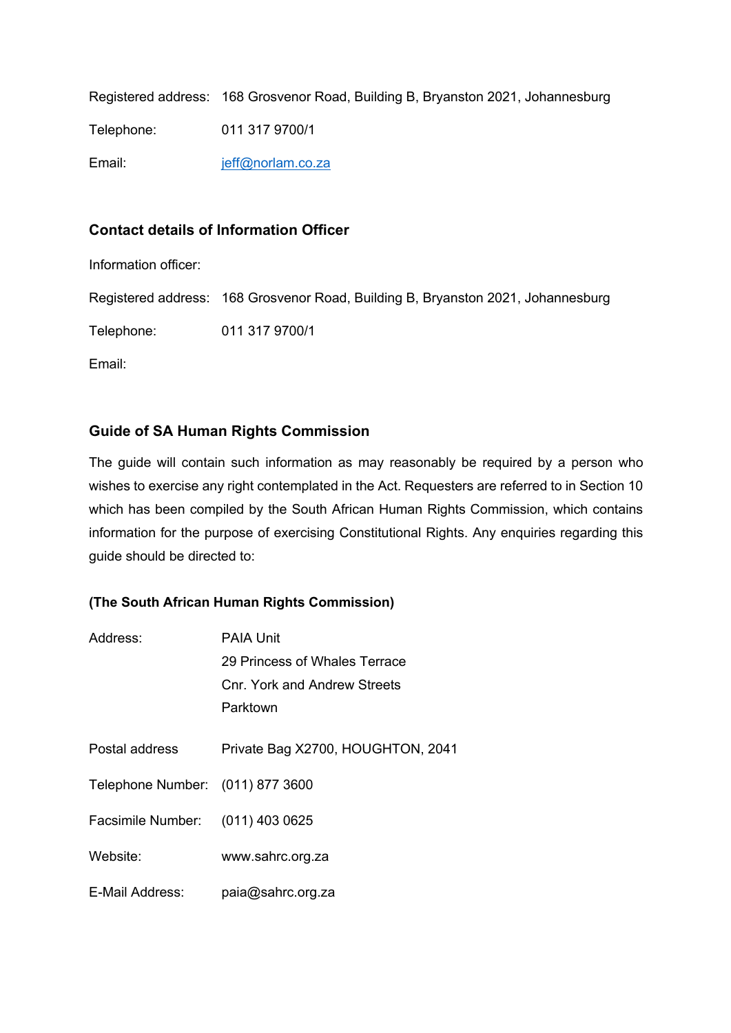Registered address: 168 Grosvenor Road, Building B, Bryanston 2021, Johannesburg

Telephone: 011 317 9700/1

Email: jeff@norlam.co.za

### Contact details of Information Officer

Information officer:

Registered address: 168 Grosvenor Road, Building B, Bryanston 2021, Johannesburg

Telephone: 011 317 9700/1

Email:

### Guide of SA Human Rights Commission

The guide will contain such information as may reasonably be required by a person who wishes to exercise any right contemplated in the Act. Requesters are referred to in Section 10 which has been compiled by the South African Human Rights Commission, which contains information for the purpose of exercising Constitutional Rights. Any enquiries regarding this guide should be directed to:

**(The South African Human Rights Commission)**

Address: PAIA Unit
29 Princess of Whales Terrace
Cnr. York and Andrew Streets
Parktown

Postal address Private Bag X2700, HOUGHTON, 2041

Telephone Number: (011) 877 3600

Facsimile Number: (011) 403 0625

Website: www.sahrc.org.za

E-Mail Address: paia@sahrc.org.za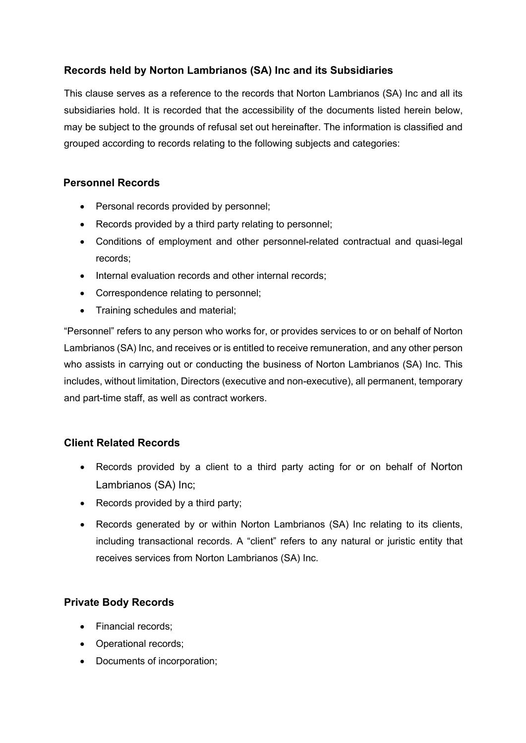### Records held by Norton Lambrianos (SA) Inc and its Subsidiaries

This clause serves as a reference to the records that Norton Lambrianos (SA) Inc and all its subsidiaries hold. It is recorded that the accessibility of the documents listed herein below, may be subject to the grounds of refusal set out hereinafter. The information is classified and grouped according to records relating to the following subjects and categories:

#### Personnel Records

- Personal records provided by personnel;
- Records provided by a third party relating to personnel;
- Conditions of employment and other personnel-related contractual and quasi-legal records;
- Internal evaluation records and other internal records;
- Correspondence relating to personnel;
- Training schedules and material;

"Personnel" refers to any person who works for, or provides services to or on behalf of Norton Lambrianos (SA) Inc, and receives or is entitled to receive remuneration, and any other person who assists in carrying out or conducting the business of Norton Lambrianos (SA) Inc. This includes, without limitation, Directors (executive and non-executive), all permanent, temporary and part-time staff, as well as contract workers.

#### Client Related Records

- Records provided by a client to a third party acting for or on behalf of Norton Lambrianos (SA) Inc;
- Records provided by a third party;
- Records generated by or within Norton Lambrianos (SA) Inc relating to its clients, including transactional records. A "client" refers to any natural or juristic entity that receives services from Norton Lambrianos (SA) Inc.

#### Private Body Records

- Financial records;
- Operational records;
- Documents of incorporation;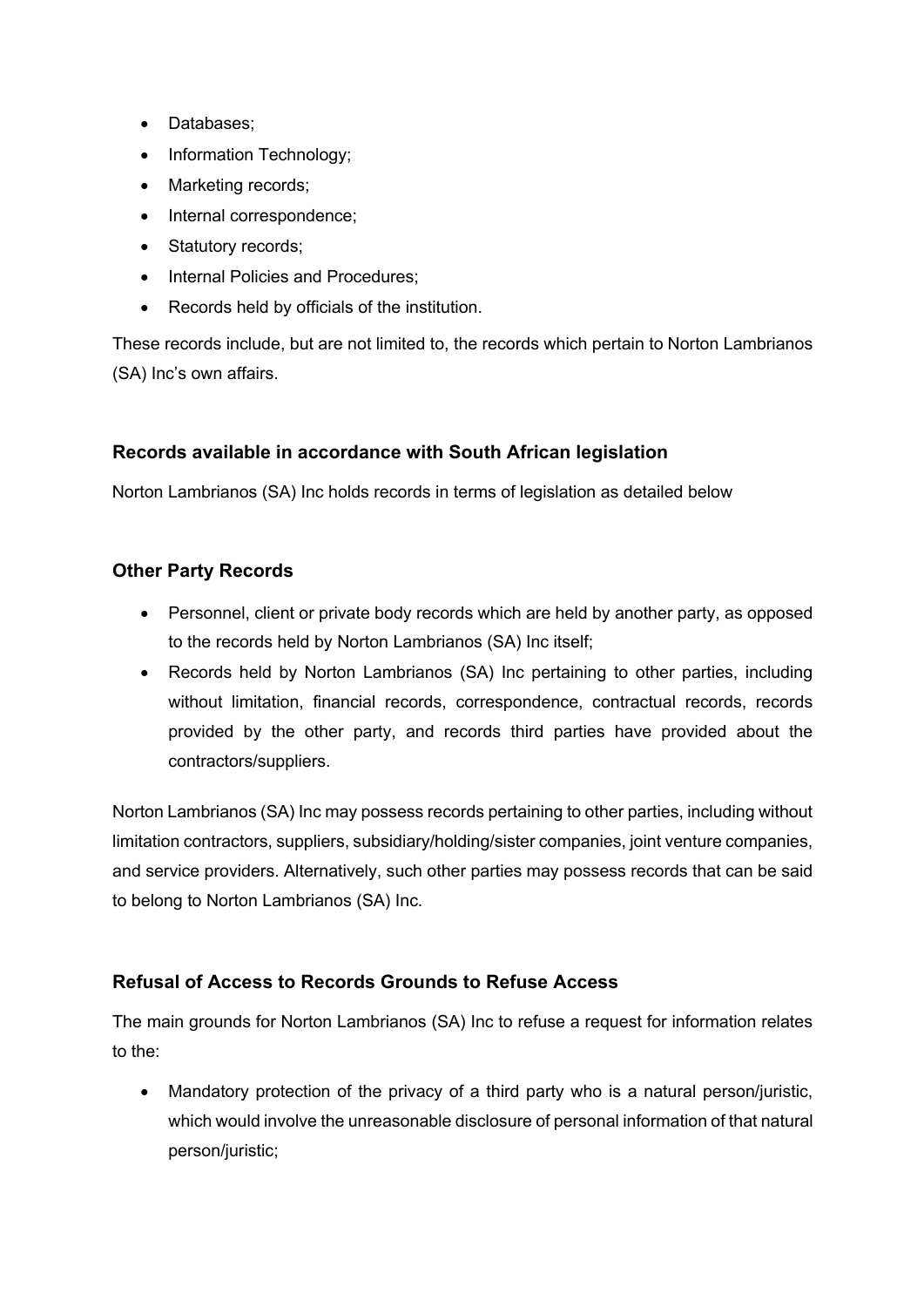- Databases;
- Information Technology;
- Marketing records;
- Internal correspondence;
- Statutory records;
- Internal Policies and Procedures;
- Records held by officials of the institution.

These records include, but are not limited to, the records which pertain to Norton Lambrianos (SA) Inc's own affairs.

### Records available in accordance with South African legislation

Norton Lambrianos (SA) Inc holds records in terms of legislation as detailed below

### Other Party Records

- Personnel, client or private body records which are held by another party, as opposed to the records held by Norton Lambrianos (SA) Inc itself;
- Records held by Norton Lambrianos (SA) Inc pertaining to other parties, including without limitation, financial records, correspondence, contractual records, records provided by the other party, and records third parties have provided about the contractors/suppliers.

Norton Lambrianos (SA) Inc may possess records pertaining to other parties, including without limitation contractors, suppliers, subsidiary/holding/sister companies, joint venture companies, and service providers. Alternatively, such other parties may possess records that can be said to belong to Norton Lambrianos (SA) Inc.

### Refusal of Access to Records Grounds to Refuse Access

The main grounds for Norton Lambrianos (SA) Inc to refuse a request for information relates to the:

- Mandatory protection of the privacy of a third party who is a natural person/juristic, which would involve the unreasonable disclosure of personal information of that natural person/juristic;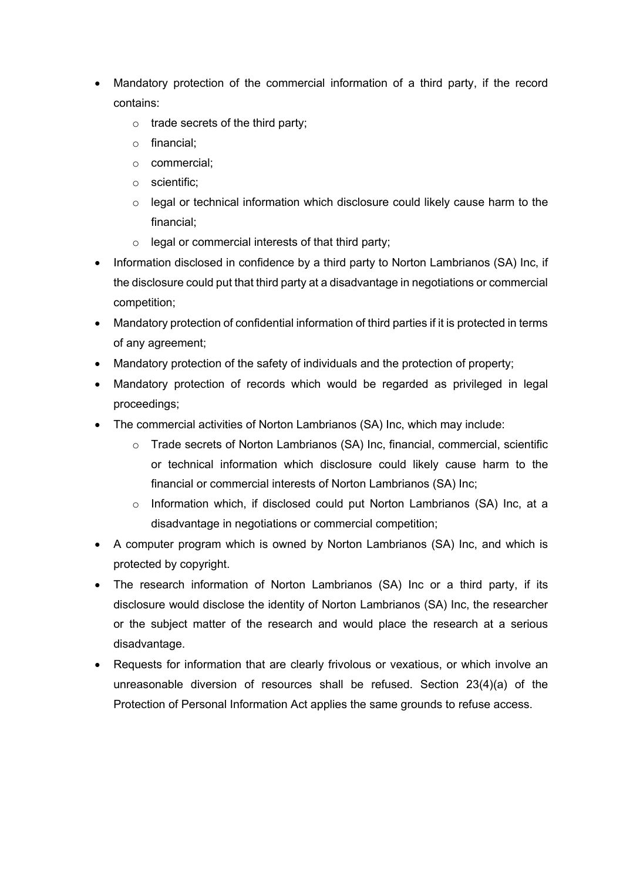- Mandatory protection of the commercial information of a third party, if the record contains:
  - trade secrets of the third party;
  - financial;
  - commercial;
  - scientific;
  - legal or technical information which disclosure could likely cause harm to the financial;
  - legal or commercial interests of that third party;
- Information disclosed in confidence by a third party to Norton Lambrianos (SA) Inc, if the disclosure could put that third party at a disadvantage in negotiations or commercial competition;
- Mandatory protection of confidential information of third parties if it is protected in terms of any agreement;
- Mandatory protection of the safety of individuals and the protection of property;
- Mandatory protection of records which would be regarded as privileged in legal proceedings;
- The commercial activities of Norton Lambrianos (SA) Inc, which may include:
  - Trade secrets of Norton Lambrianos (SA) Inc, financial, commercial, scientific or technical information which disclosure could likely cause harm to the financial or commercial interests of Norton Lambrianos (SA) Inc;
  - Information which, if disclosed could put Norton Lambrianos (SA) Inc, at a disadvantage in negotiations or commercial competition;
- A computer program which is owned by Norton Lambrianos (SA) Inc, and which is protected by copyright.
- The research information of Norton Lambrianos (SA) Inc or a third party, if its disclosure would disclose the identity of Norton Lambrianos (SA) Inc, the researcher or the subject matter of the research and would place the research at a serious disadvantage.
- Requests for information that are clearly frivolous or vexatious, or which involve an unreasonable diversion of resources shall be refused. Section 23(4)(a) of the Protection of Personal Information Act applies the same grounds to refuse access.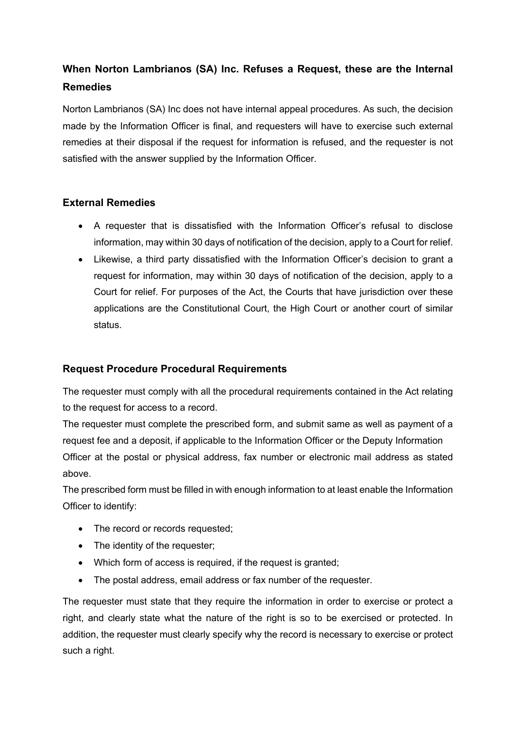## When Norton Lambrianos (SA) Inc. Refuses a Request, these are the Internal Remedies

Norton Lambrianos (SA) Inc does not have internal appeal procedures. As such, the decision made by the Information Officer is final, and requesters will have to exercise such external remedies at their disposal if the request for information is refused, and the requester is not satisfied with the answer supplied by the Information Officer.

### External Remedies

- A requester that is dissatisfied with the Information Officer's refusal to disclose information, may within 30 days of notification of the decision, apply to a Court for relief.
- Likewise, a third party dissatisfied with the Information Officer's decision to grant a request for information, may within 30 days of notification of the decision, apply to a Court for relief. For purposes of the Act, the Courts that have jurisdiction over these applications are the Constitutional Court, the High Court or another court of similar status.

### Request Procedure Procedural Requirements

The requester must comply with all the procedural requirements contained in the Act relating to the request for access to a record.

The requester must complete the prescribed form, and submit same as well as payment of a request fee and a deposit, if applicable to the Information Officer or the Deputy Information Officer at the postal or physical address, fax number or electronic mail address as stated above.

The prescribed form must be filled in with enough information to at least enable the Information Officer to identify:

- The record or records requested;
- The identity of the requester;
- Which form of access is required, if the request is granted;
- The postal address, email address or fax number of the requester.

The requester must state that they require the information in order to exercise or protect a right, and clearly state what the nature of the right is so to be exercised or protected. In addition, the requester must clearly specify why the record is necessary to exercise or protect such a right.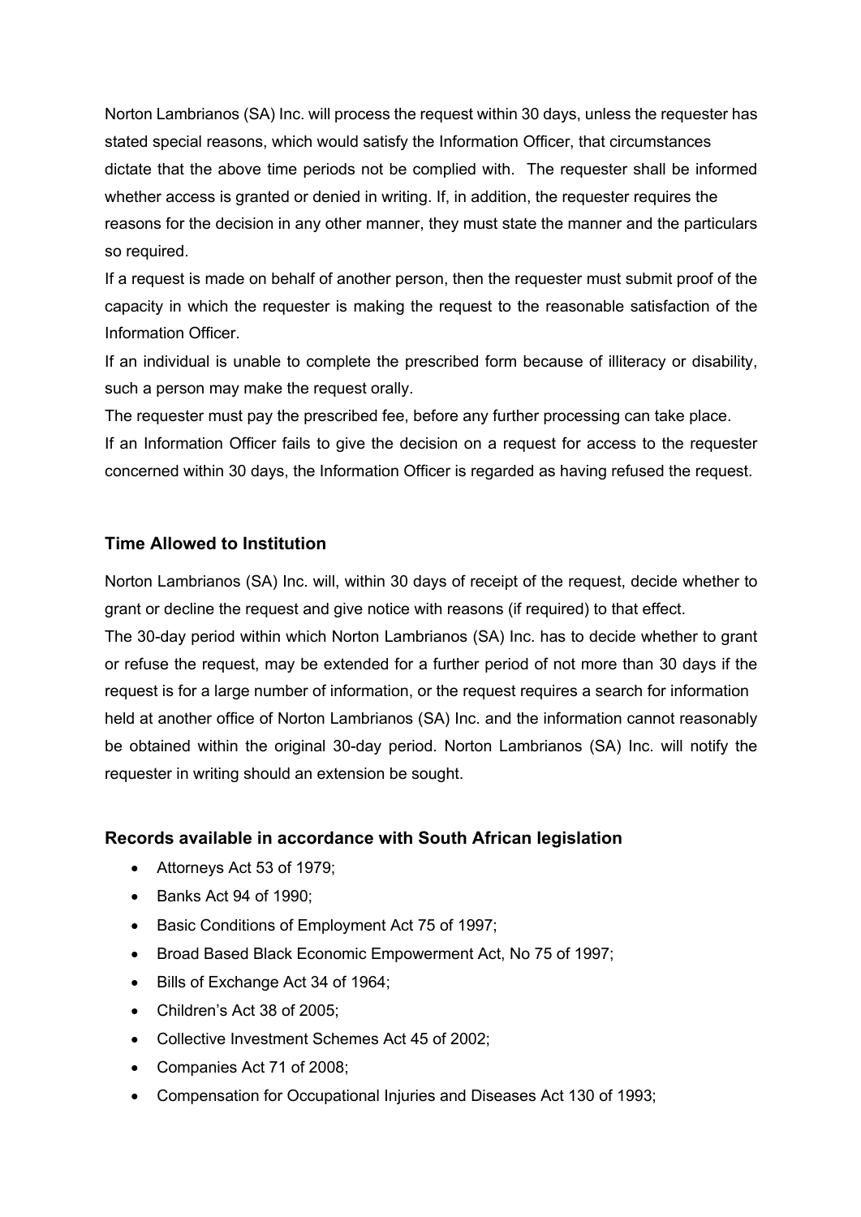Norton Lambrianos (SA) Inc. will process the request within 30 days, unless the requester has stated special reasons, which would satisfy the Information Officer, that circumstances dictate that the above time periods not be complied with. The requester shall be informed whether access is granted or denied in writing. If, in addition, the requester requires the reasons for the decision in any other manner, they must state the manner and the particulars so required.

If a request is made on behalf of another person, then the requester must submit proof of the capacity in which the requester is making the request to the reasonable satisfaction of the Information Officer.

If an individual is unable to complete the prescribed form because of illiteracy or disability, such a person may make the request orally.

The requester must pay the prescribed fee, before any further processing can take place.

If an Information Officer fails to give the decision on a request for access to the requester concerned within 30 days, the Information Officer is regarded as having refused the request.

### Time Allowed to Institution

Norton Lambrianos (SA) Inc. will, within 30 days of receipt of the request, decide whether to grant or decline the request and give notice with reasons (if required) to that effect.

The 30-day period within which Norton Lambrianos (SA) Inc. has to decide whether to grant or refuse the request, may be extended for a further period of not more than 30 days if the request is for a large number of information, or the request requires a search for information held at another office of Norton Lambrianos (SA) Inc. and the information cannot reasonably be obtained within the original 30-day period. Norton Lambrianos (SA) Inc. will notify the requester in writing should an extension be sought.

### Records available in accordance with South African legislation

- Attorneys Act 53 of 1979;
- Banks Act 94 of 1990;
- Basic Conditions of Employment Act 75 of 1997;
- Broad Based Black Economic Empowerment Act, No 75 of 1997;
- Bills of Exchange Act 34 of 1964;
- Children's Act 38 of 2005;
- Collective Investment Schemes Act 45 of 2002;
- Companies Act 71 of 2008;
- Compensation for Occupational Injuries and Diseases Act 130 of 1993;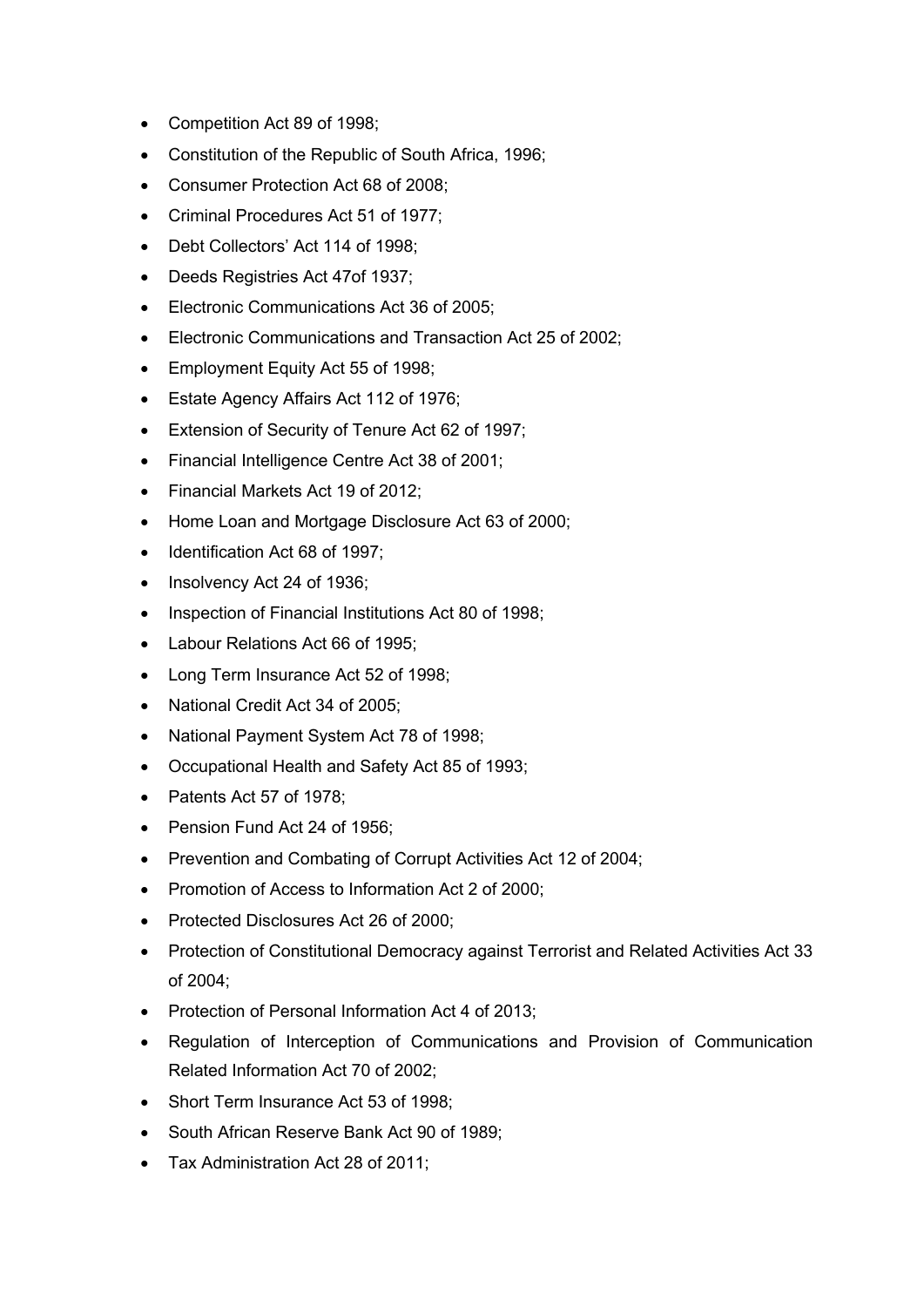- Competition Act 89 of 1998;
- Constitution of the Republic of South Africa, 1996;
- Consumer Protection Act 68 of 2008;
- Criminal Procedures Act 51 of 1977;
- Debt Collectors' Act 114 of 1998;
- Deeds Registries Act 47of 1937;
- Electronic Communications Act 36 of 2005;
- Electronic Communications and Transaction Act 25 of 2002;
- Employment Equity Act 55 of 1998;
- Estate Agency Affairs Act 112 of 1976;
- Extension of Security of Tenure Act 62 of 1997;
- Financial Intelligence Centre Act 38 of 2001;
- Financial Markets Act 19 of 2012;
- Home Loan and Mortgage Disclosure Act 63 of 2000;
- Identification Act 68 of 1997;
- Insolvency Act 24 of 1936;
- Inspection of Financial Institutions Act 80 of 1998;
- Labour Relations Act 66 of 1995;
- Long Term Insurance Act 52 of 1998;
- National Credit Act 34 of 2005;
- National Payment System Act 78 of 1998;
- Occupational Health and Safety Act 85 of 1993;
- Patents Act 57 of 1978;
- Pension Fund Act 24 of 1956;
- Prevention and Combating of Corrupt Activities Act 12 of 2004;
- Promotion of Access to Information Act 2 of 2000;
- Protected Disclosures Act 26 of 2000;
- Protection of Constitutional Democracy against Terrorist and Related Activities Act 33 of 2004;
- Protection of Personal Information Act 4 of 2013;
- Regulation of Interception of Communications and Provision of Communication Related Information Act 70 of 2002;
- Short Term Insurance Act 53 of 1998;
- South African Reserve Bank Act 90 of 1989;
- Tax Administration Act 28 of 2011;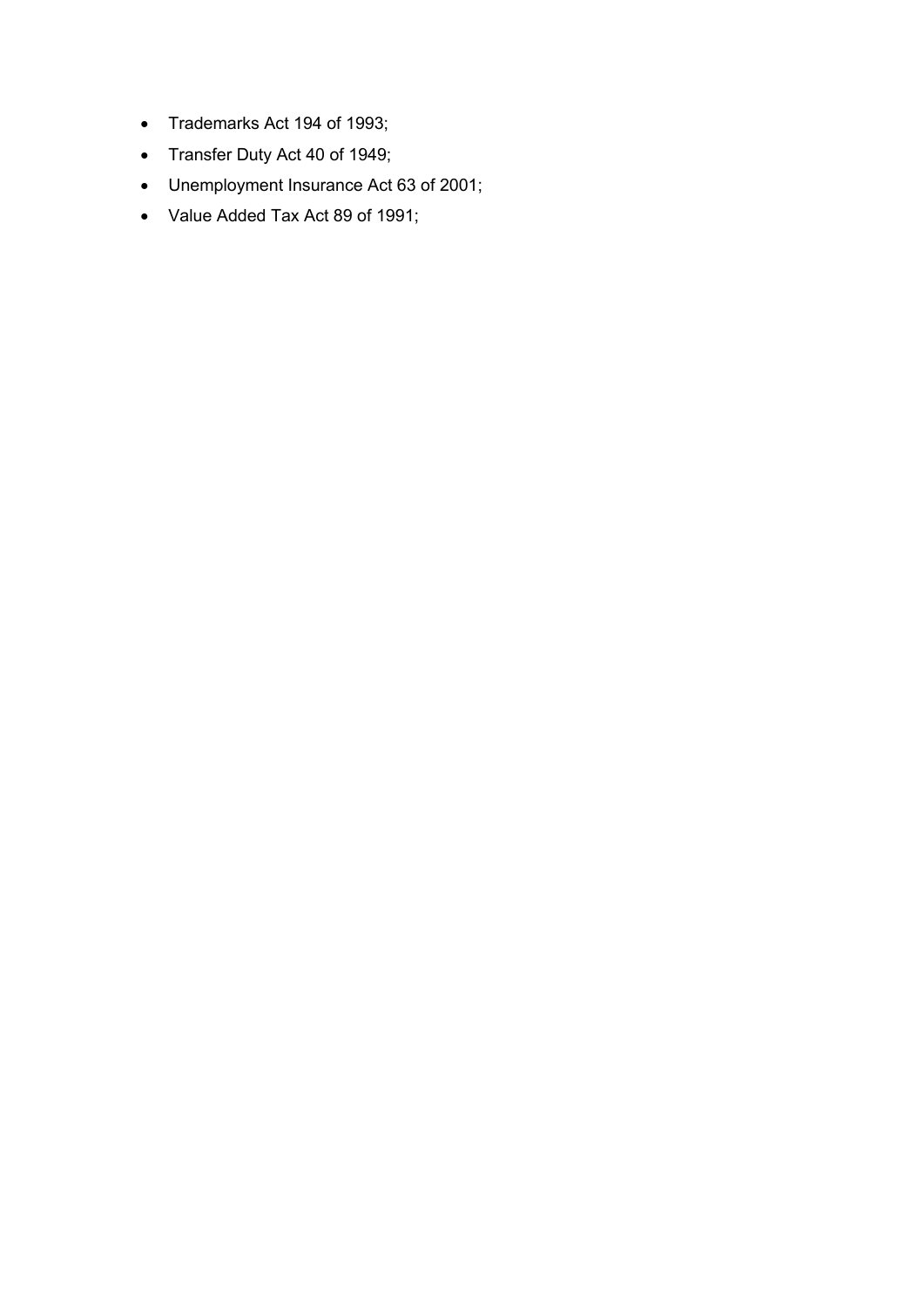- Trademarks Act 194 of 1993;
- Transfer Duty Act 40 of 1949;
- Unemployment Insurance Act 63 of 2001;
- Value Added Tax Act 89 of 1991;